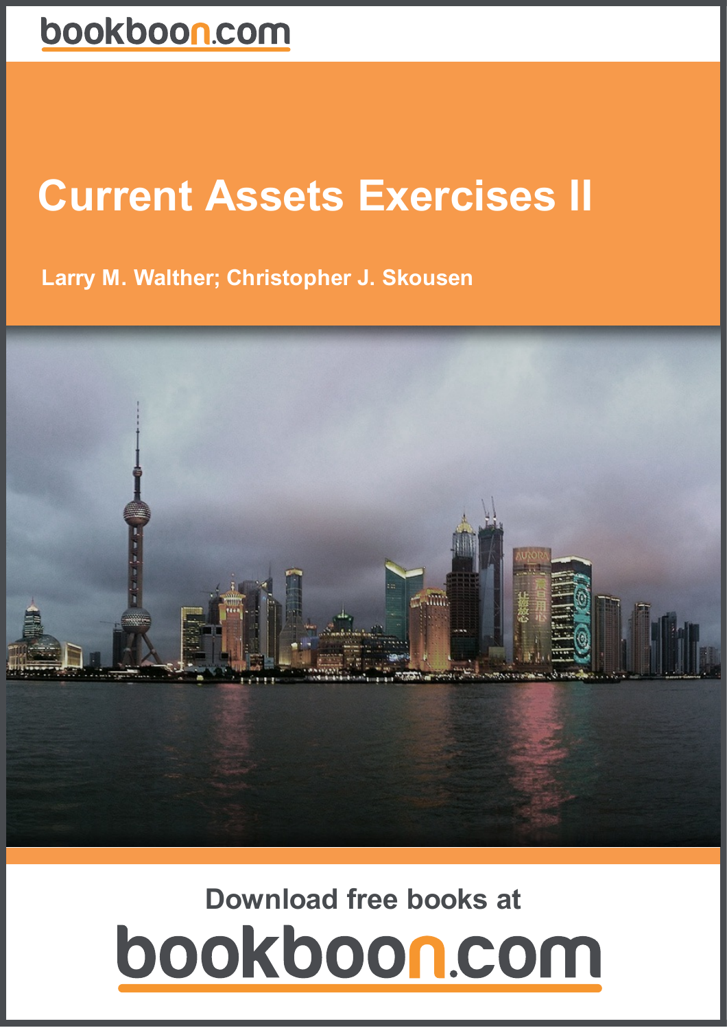bookboon.com

# Current Assets Exercises II

**Larry M. Walther; Christopher J. Skousen**

Download free books at

bookboon.com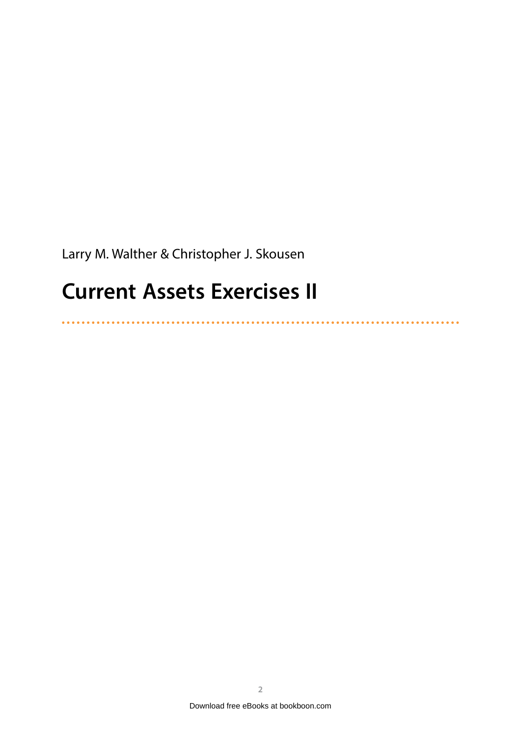Larry M. Walther & Christopher J. Skousen

# Current Assets Exercises II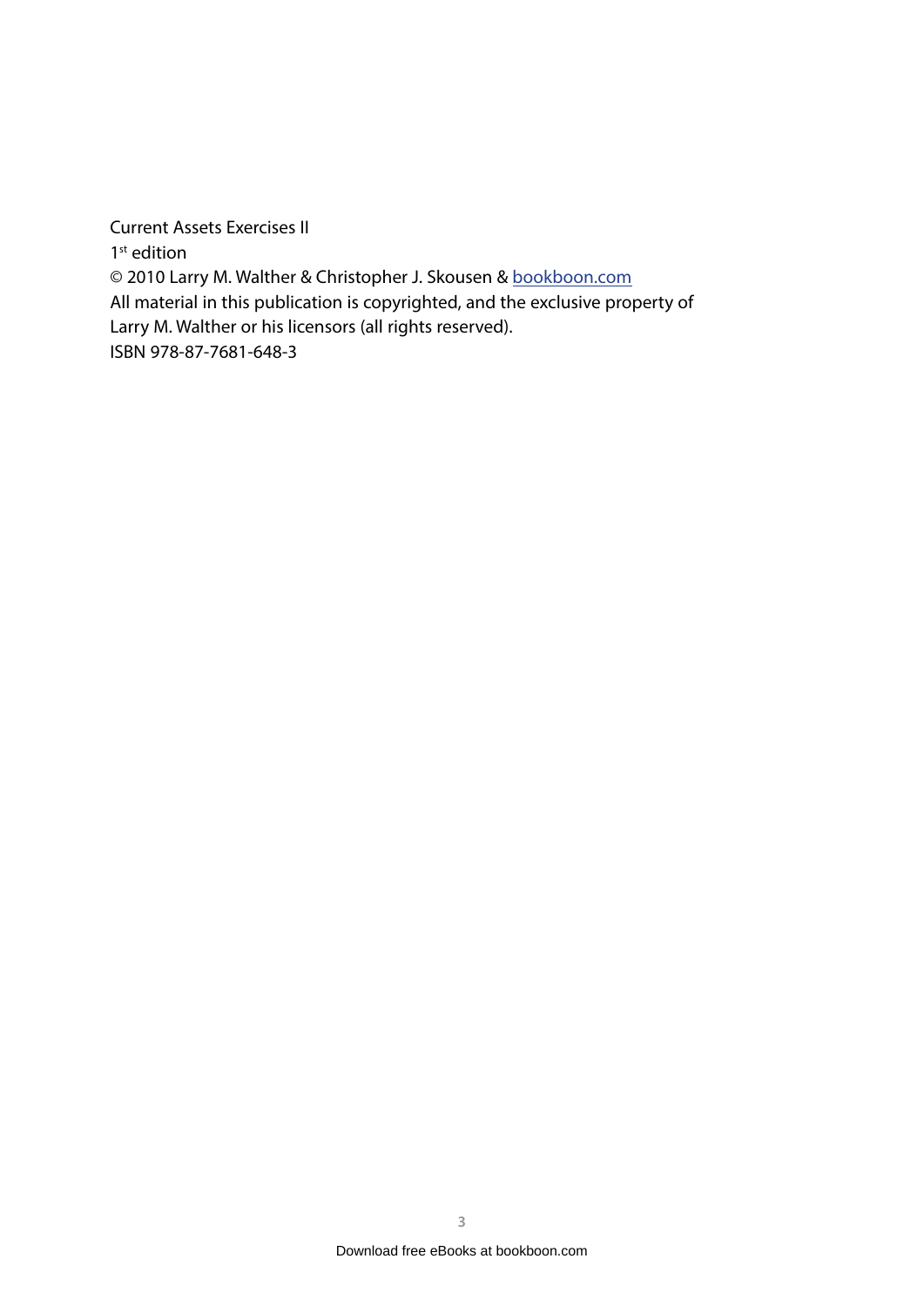Current Assets Exercises II

1st edition

© 2010 Larry M. Walther & Christopher J. Skousen & bookboon.com

All material in this publication is copyrighted, and the exclusive property of Larry M. Walther or his licensors (all rights reserved).

ISBN 978-87-7681-648-3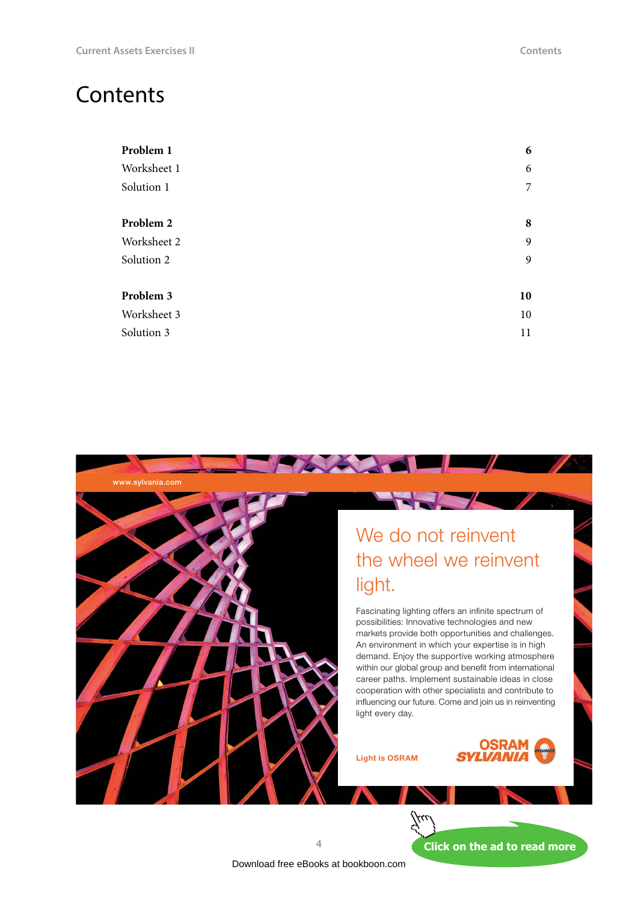# Contents

| | |
|---|---|
| **Problem 1** | **6** |
| Worksheet 1 | 6 |
| Solution 1 | 7 |
| **Problem 2** | **8** |
| Worksheet 2 | 9 |
| Solution 2 | 9 |
| **Problem 3** | **10** |
| Worksheet 3 | 10 |
| Solution 3 | 11 |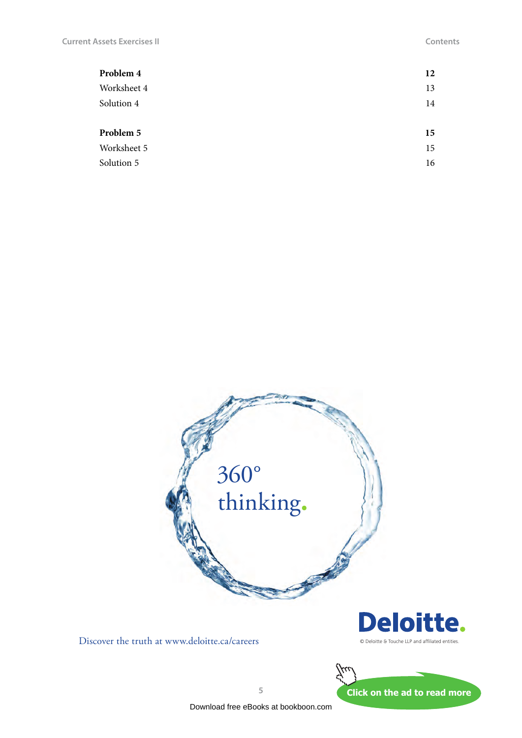| | |
|---|---|
| **Problem 4** | **12** |
| Worksheet 4 | 13 |
| Solution 4 | 14 |
| | |
| **Problem 5** | **15** |
| Worksheet 5 | 15 |
| Solution 5 | 16 |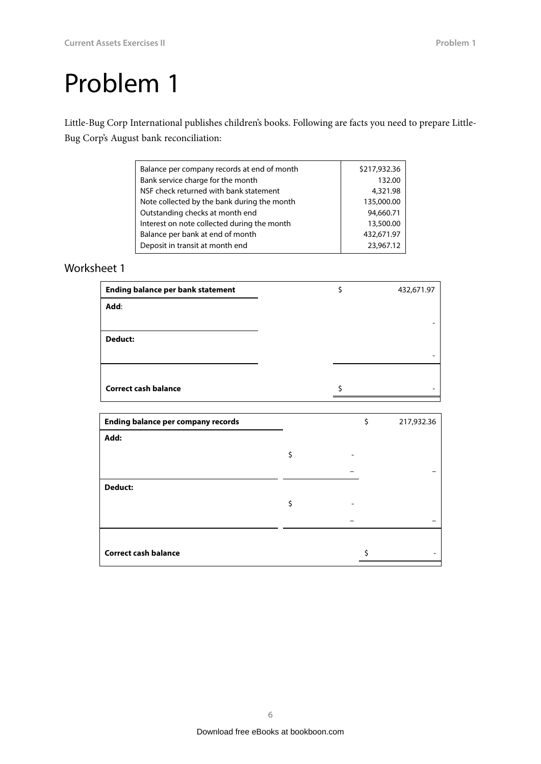Problem 1

Little-Bug Corp International publishes children's books. Following are facts you need to prepare Little-Bug Corp's August bank reconciliation:

| | |
|---|---|
| Balance per company records at end of month | $217,932.36 |
| Bank service charge for the month | 132.00 |
| NSF check returned with bank statement | 4,321.98 |
| Note collected by the bank during the month | 135,000.00 |
| Outstanding checks at month end | 94,660.71 |
| Interest on note collected during the month | 13,500.00 |
| Balance per bank at end of month | 432,671.97 |
| Deposit in transit at month end | 23,967.12 |

Worksheet 1

| **Ending balance per bank statement** | $ | 432,671.97 |
|---|---|---|
| **Add**: | | |
| | | - |
| **Deduct:** | | |
| | | - |
| **Correct cash balance** | $ | - |

| **Ending balance per company records** | | | $ | 217,932.36 |
|---|---|---|---|---|
| **Add:** | | | | |
| | $ | - | | |
| | | – | | – |
| **Deduct:** | | | | |
| | $ | - | | |
| | | – | | – |
| **Correct cash balance** | | | $ | - |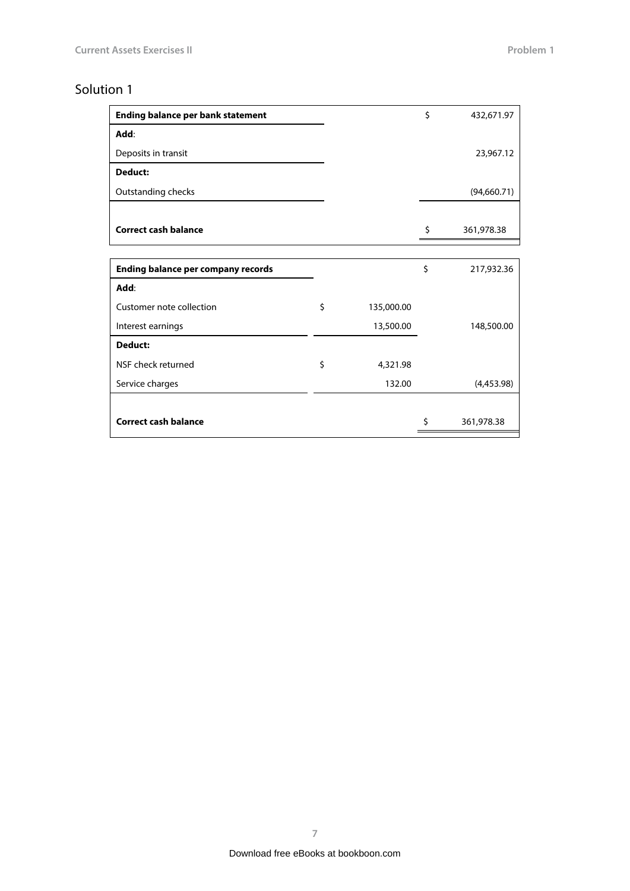## Solution 1

| **Ending balance per bank statement** | | | $ | 432,671.97 |
|---|---|---|---|---|
| **Add**: | | | | |
| Deposits in transit | | | | 23,967.12 |
| **Deduct:** | | | | |
| Outstanding checks | | | | (94,660.71) |
| | | | | |
| **Correct cash balance** | | | $ | 361,978.38 |

| **Ending balance per company records** | | | $ | 217,932.36 |
|---|---|---|---|---|
| **Add**: | | | | |
| Customer note collection | $ | 135,000.00 | | |
| Interest earnings | | 13,500.00 | | 148,500.00 |
| **Deduct:** | | | | |
| NSF check returned | $ | 4,321.98 | | |
| Service charges | | 132.00 | | (4,453.98) |
| | | | | |
| **Correct cash balance** | | | $ | 361,978.38 |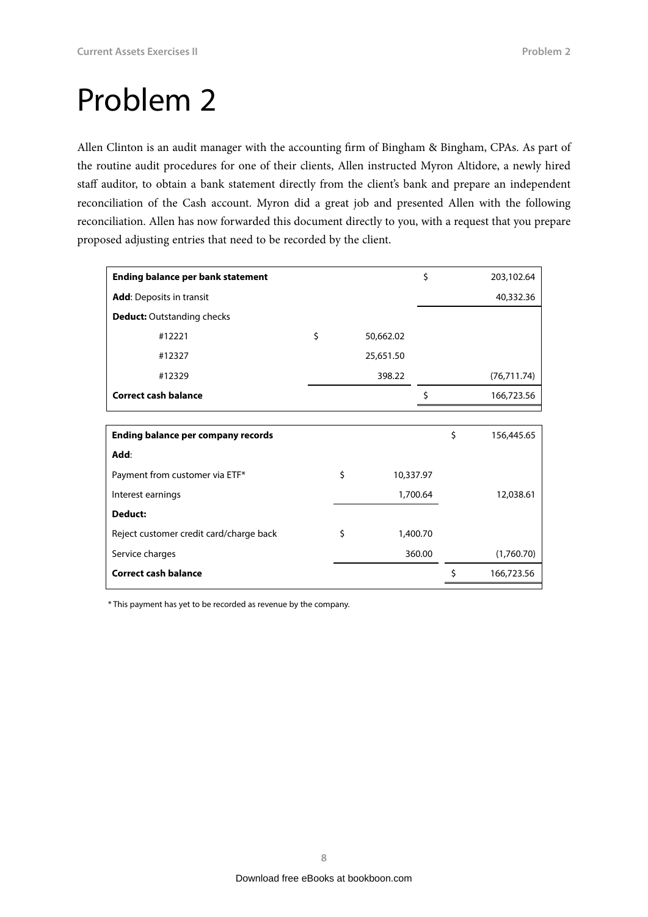# Problem 2

Allen Clinton is an audit manager with the accounting firm of Bingham & Bingham, CPAs. As part of the routine audit procedures for one of their clients, Allen instructed Myron Altidore, a newly hired staff auditor, to obtain a bank statement directly from the client's bank and prepare an independent reconciliation of the Cash account. Myron did a great job and presented Allen with the following reconciliation. Allen has now forwarded this document directly to you, with a request that you prepare proposed adjusting entries that need to be recorded by the client.

| | | | | |
|---|---|---|---|---|
| **Ending balance per bank statement** | | | $ | 203,102.64 |
| **Add**: Deposits in transit | | | | 40,332.36 |
| **Deduct:** Outstanding checks | | | | |
| #12221 | $ | 50,662.02 | | |
| #12327 | | 25,651.50 | | |
| #12329 | | 398.22 | | (76,711.74) |
| **Correct cash balance** | | | $ | 166,723.56 |

| | | | | |
|---|---|---|---|---|
| **Ending balance per company records** | | | $ | 156,445.65 |
| **Add**: | | | | |
| Payment from customer via ETF* | $ | 10,337.97 | | |
| Interest earnings | | 1,700.64 | | 12,038.61 |
| **Deduct:** | | | | |
| Reject customer credit card/charge back | $ | 1,400.70 | | |
| Service charges | | 360.00 | | (1,760.70) |
| **Correct cash balance** | | | $ | 166,723.56 |

\* This payment has yet to be recorded as revenue by the company.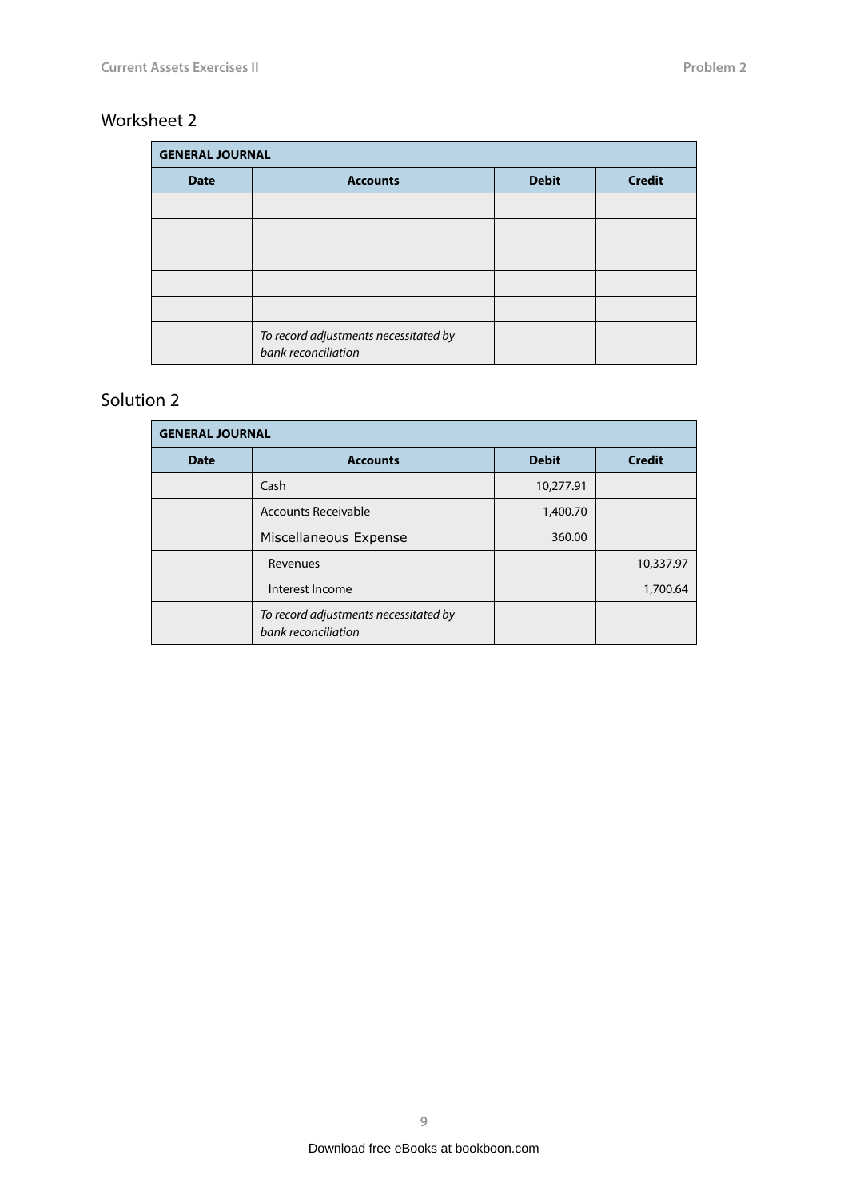## Worksheet 2

| GENERAL JOURNAL | | | |
|---|---|---|---|
| **Date** | **Accounts** | **Debit** | **Credit** |
| | | | |
| | | | |
| | | | |
| | | | |
| | | | |
| | *To record adjustments necessitated by bank reconciliation* | | |

## Solution 2

| GENERAL JOURNAL | | | |
|---|---|---|---|
| **Date** | **Accounts** | **Debit** | **Credit** |
| | Cash | 10,277.91 | |
| | Accounts Receivable | 1,400.70 | |
| | Miscellaneous Expense | 360.00 | |
| | Revenues | | 10,337.97 |
| | Interest Income | | 1,700.64 |
| | *To record adjustments necessitated by bank reconciliation* | | |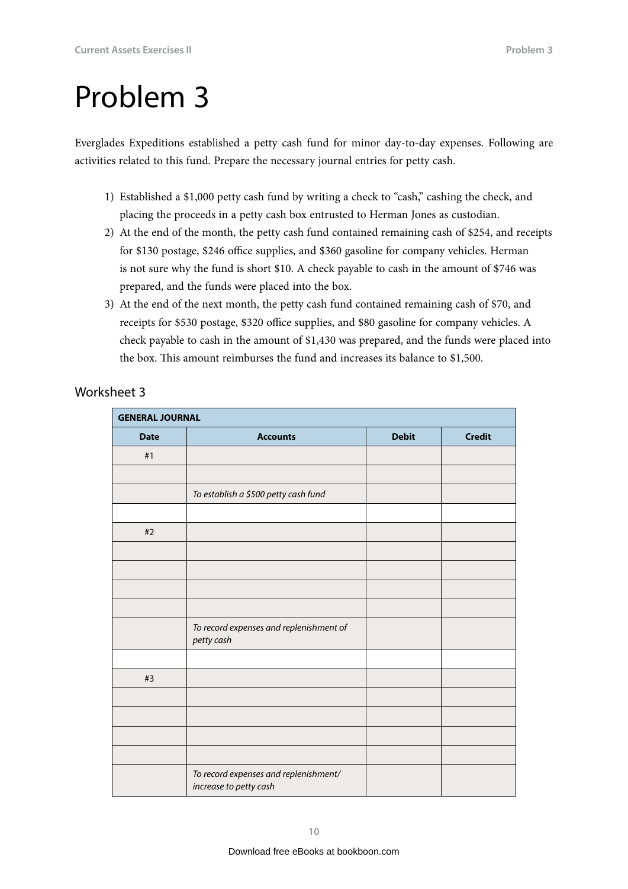# Problem 3

Everglades Expeditions established a petty cash fund for minor day-to-day expenses. Following are activities related to this fund. Prepare the necessary journal entries for petty cash.

1) Established a $1,000 petty cash fund by writing a check to “cash,” cashing the check, and placing the proceeds in a petty cash box entrusted to Herman Jones as custodian.
2) At the end of the month, the petty cash fund contained remaining cash of $254, and receipts for $130 postage, $246 office supplies, and $360 gasoline for company vehicles. Herman is not sure why the fund is short $10. A check payable to cash in the amount of $746 was prepared, and the funds were placed into the box.
3) At the end of the next month, the petty cash fund contained remaining cash of $70, and receipts for $530 postage, $320 office supplies, and $80 gasoline for company vehicles. A check payable to cash in the amount of $1,430 was prepared, and the funds were placed into the box. This amount reimburses the fund and increases its balance to $1,500.

## Worksheet 3

| **GENERAL JOURNAL** | | | |
|---|---|---|---|
| **Date** | **Accounts** | **Debit** | **Credit** |
| #1 | | | |
| | | | |
| | *To establish a $500 petty cash fund* | | |
| | | | |
| #2 | | | |
| | | | |
| | | | |
| | | | |
| | | | |
| | *To record expenses and replenishment of petty cash* | | |
| | | | |
| #3 | | | |
| | | | |
| | | | |
| | | | |
| | | | |
| | *To record expenses and replenishment/ increase to petty cash* | | |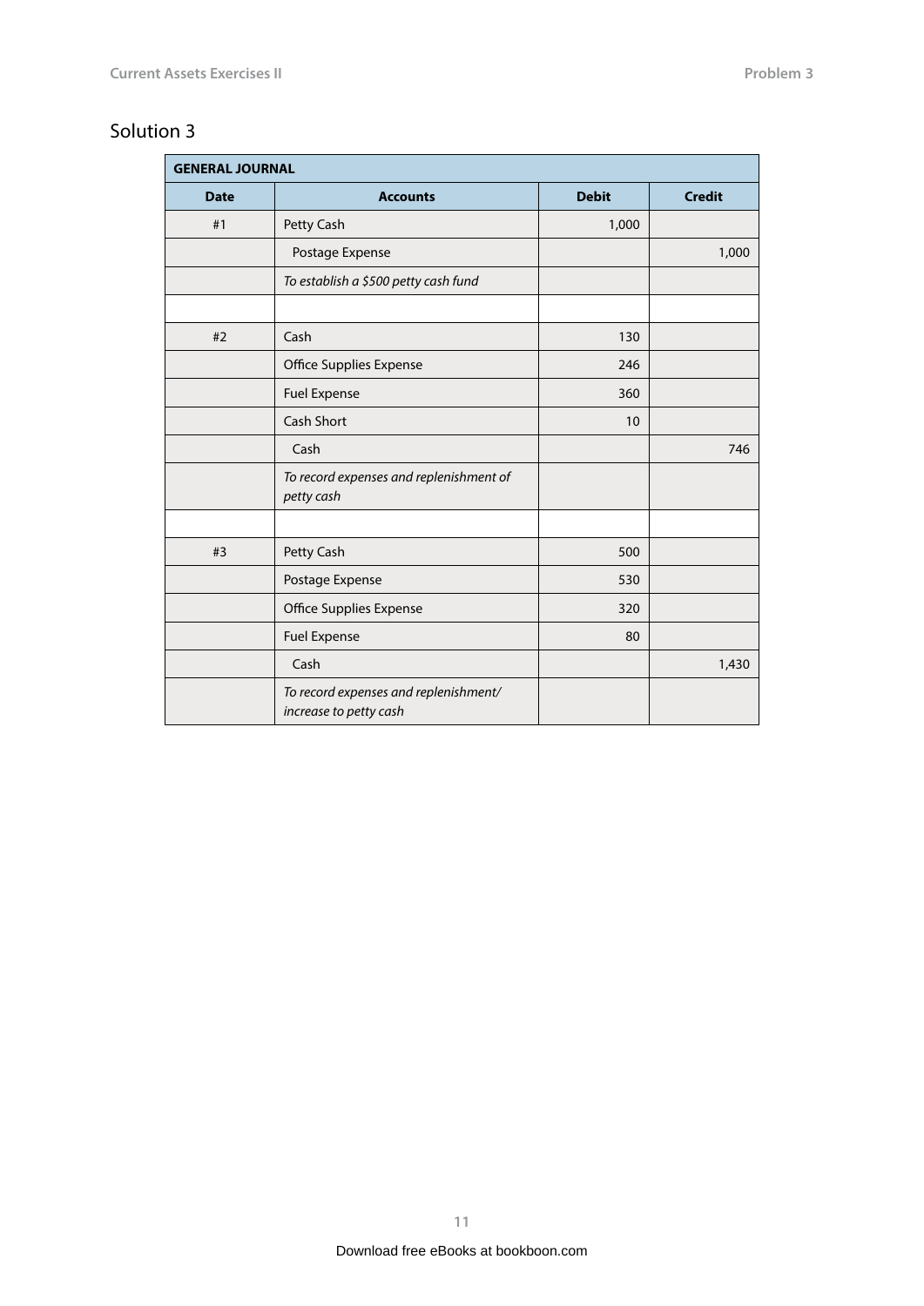## Solution 3

| GENERAL JOURNAL | | | |
|---|---|---|---|
| **Date** | **Accounts** | **Debit** | **Credit** |
| #1 | Petty Cash | 1,000 | |
| | Postage Expense | | 1,000 |
| | *To establish a $500 petty cash fund* | | |
| | | | |
| #2 | Cash | 130 | |
| | Office Supplies Expense | 246 | |
| | Fuel Expense | 360 | |
| | Cash Short | 10 | |
| | Cash | | 746 |
| | *To record expenses and replenishment of petty cash* | | |
| | | | |
| #3 | Petty Cash | 500 | |
| | Postage Expense | 530 | |
| | Office Supplies Expense | 320 | |
| | Fuel Expense | 80 | |
| | Cash | | 1,430 |
| | *To record expenses and replenishment/ increase to petty cash* | | |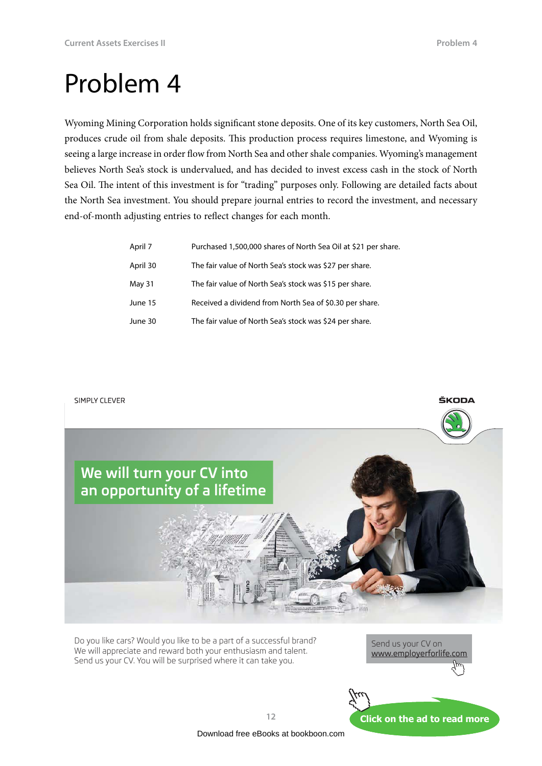# Problem 4

Wyoming Mining Corporation holds significant stone deposits. One of its key customers, North Sea Oil, produces crude oil from shale deposits. This production process requires limestone, and Wyoming is seeing a large increase in order flow from North Sea and other shale companies. Wyoming's management believes North Sea's stock is undervalued, and has decided to invest excess cash in the stock of North Sea Oil. The intent of this investment is for "trading" purposes only. Following are detailed facts about the North Sea investment. You should prepare journal entries to record the investment, and necessary end-of-month adjusting entries to reflect changes for each month.

| | |
|---|---|
| April 7 | Purchased 1,500,000 shares of North Sea Oil at $21 per share. |
| April 30 | The fair value of North Sea's stock was $27 per share. |
| May 31 | The fair value of North Sea's stock was $15 per share. |
| June 15 | Received a dividend from North Sea of $0.30 per share. |
| June 30 | The fair value of North Sea's stock was $24 per share. |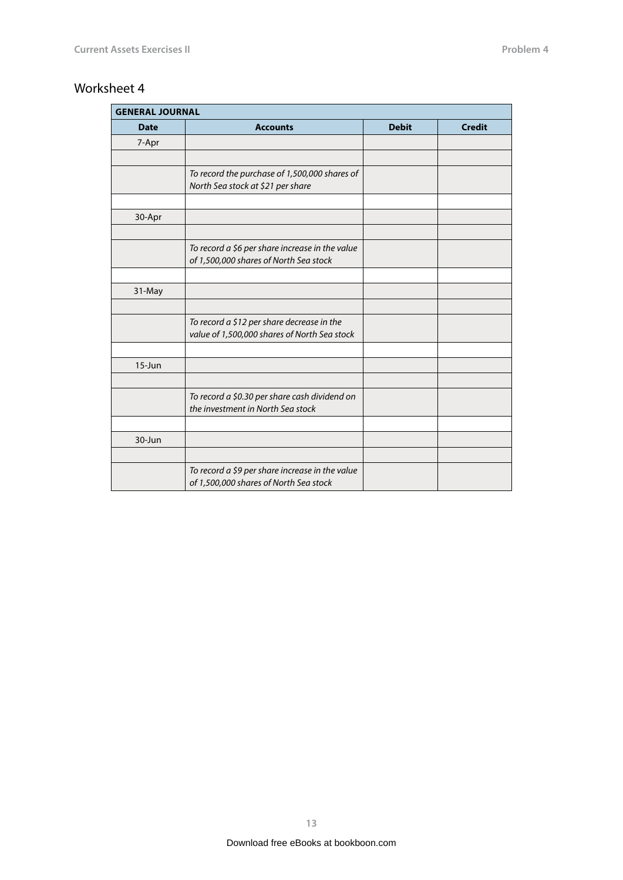# Worksheet 4

| GENERAL JOURNAL | | | |
|---|---|---|---|
| **Date** | **Accounts** | **Debit** | **Credit** |
| 7-Apr | | | |
| | | | |
| | *To record the purchase of 1,500,000 shares of North Sea stock at $21 per share* | | |
| | | | |
| 30-Apr | | | |
| | | | |
| | *To record a $6 per share increase in the value of 1,500,000 shares of North Sea stock* | | |
| | | | |
| 31-May | | | |
| | | | |
| | *To record a $12 per share decrease in the value of 1,500,000 shares of North Sea stock* | | |
| | | | |
| 15-Jun | | | |
| | | | |
| | *To record a $0.30 per share cash dividend on the investment in North Sea stock* | | |
| | | | |
| 30-Jun | | | |
| | | | |
| | *To record a $9 per share increase in the value of 1,500,000 shares of North Sea stock* | | |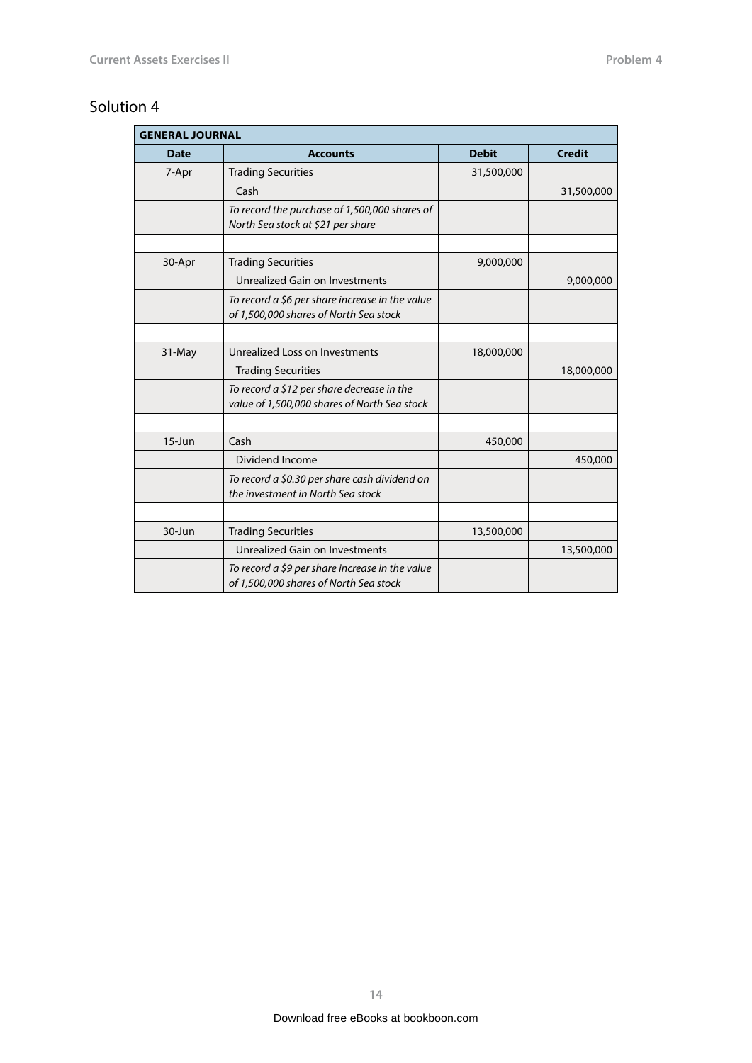# Solution 4

| GENERAL JOURNAL | | | |
|---|---|---|---|
| **Date** | **Accounts** | **Debit** | **Credit** |
| 7-Apr | Trading Securities | 31,500,000 | |
| | Cash | | 31,500,000 |
| | *To record the purchase of 1,500,000 shares of North Sea stock at $21 per share* | | |
| | | | |
| 30-Apr | Trading Securities | 9,000,000 | |
| | Unrealized Gain on Investments | | 9,000,000 |
| | *To record a $6 per share increase in the value of 1,500,000 shares of North Sea stock* | | |
| | | | |
| 31-May | Unrealized Loss on Investments | 18,000,000 | |
| | Trading Securities | | 18,000,000 |
| | *To record a $12 per share decrease in the value of 1,500,000 shares of North Sea stock* | | |
| | | | |
| 15-Jun | Cash | 450,000 | |
| | Dividend Income | | 450,000 |
| | *To record a $0.30 per share cash dividend on the investment in North Sea stock* | | |
| | | | |
| 30-Jun | Trading Securities | 13,500,000 | |
| | Unrealized Gain on Investments | | 13,500,000 |
| | *To record a $9 per share increase in the value of 1,500,000 shares of North Sea stock* | | |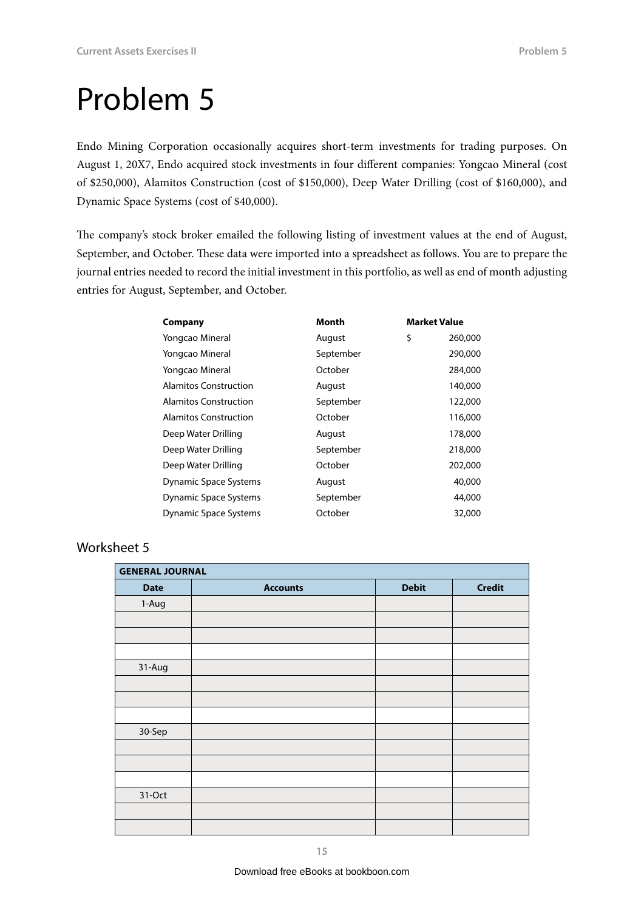# Problem 5

Endo Mining Corporation occasionally acquires short-term investments for trading purposes. On August 1, 20X7, Endo acquired stock investments in four different companies: Yongcao Mineral (cost of $250,000), Alamitos Construction (cost of $150,000), Deep Water Drilling (cost of $160,000), and Dynamic Space Systems (cost of $40,000).

The company's stock broker emailed the following listing of investment values at the end of August, September, and October. These data were imported into a spreadsheet as follows. You are to prepare the journal entries needed to record the initial investment in this portfolio, as well as end of month adjusting entries for August, September, and October.

| Company | Month | Market Value |
|---|---|---|
| Yongcao Mineral | August | $ 260,000 |
| Yongcao Mineral | September | 290,000 |
| Yongcao Mineral | October | 284,000 |
| Alamitos Construction | August | 140,000 |
| Alamitos Construction | September | 122,000 |
| Alamitos Construction | October | 116,000 |
| Deep Water Drilling | August | 178,000 |
| Deep Water Drilling | September | 218,000 |
| Deep Water Drilling | October | 202,000 |
| Dynamic Space Systems | August | 40,000 |
| Dynamic Space Systems | September | 44,000 |
| Dynamic Space Systems | October | 32,000 |

## Worksheet 5

| GENERAL JOURNAL | | | |
|---|---|---|---|
| **Date** | **Accounts** | **Debit** | **Credit** |
| 1-Aug | | | |
| | | | |
| | | | |
| | | | |
| 31-Aug | | | |
| | | | |
| | | | |
| | | | |
| 30-Sep | | | |
| | | | |
| | | | |
| | | | |
| 31-Oct | | | |
| | | | |
| | | | |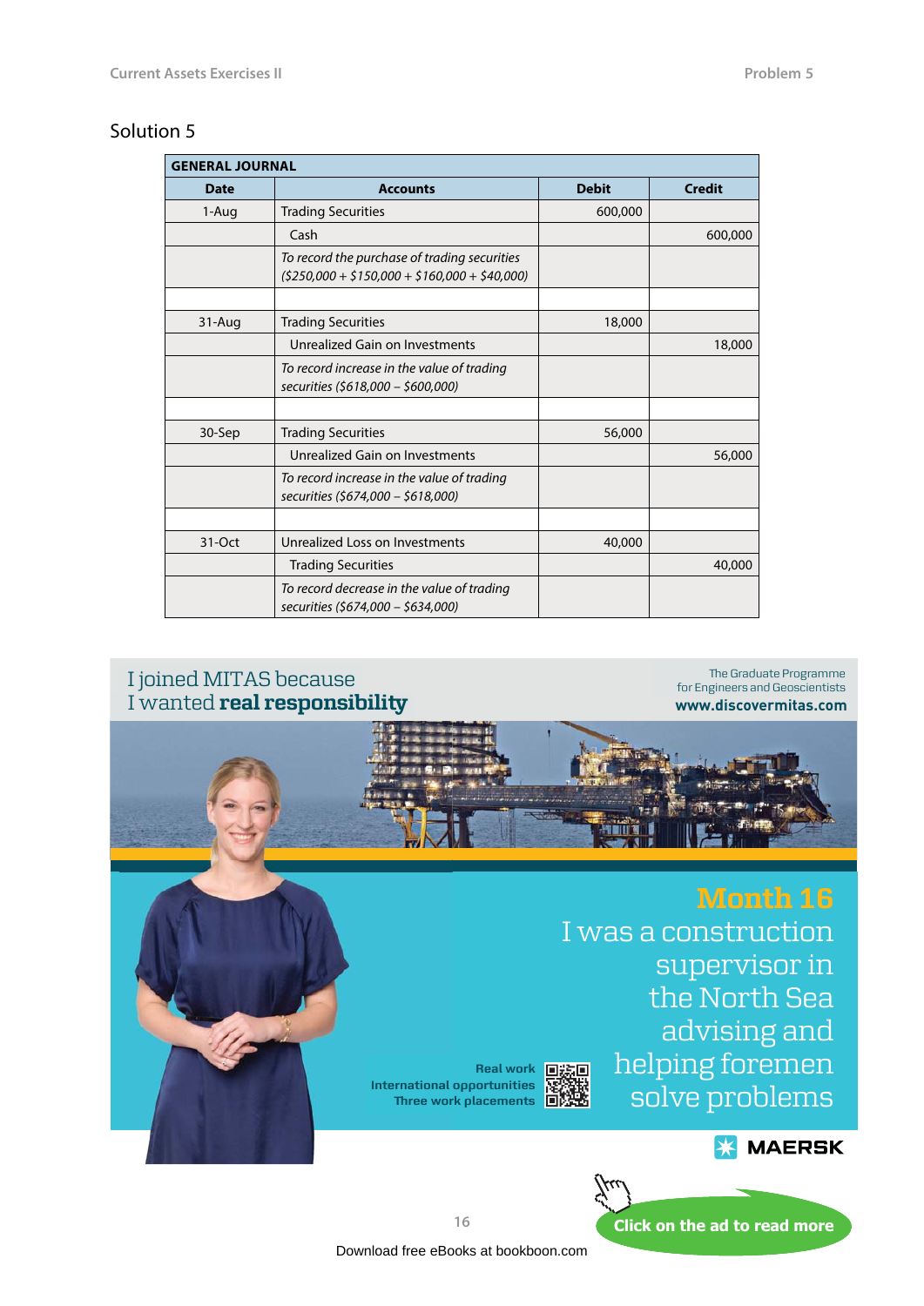## Solution 5

| GENERAL JOURNAL | | | |
|---|---|---|---|
| **Date** | **Accounts** | **Debit** | **Credit** |
| 1-Aug | Trading Securities | 600,000 | |
| | Cash | | 600,000 |
| | *To record the purchase of trading securities ($250,000 + $150,000 + $160,000 + $40,000)* | | |
| | | | |
| 31-Aug | Trading Securities | 18,000 | |
| | Unrealized Gain on Investments | | 18,000 |
| | *To record increase in the value of trading securities ($618,000 – $600,000)* | | |
| | | | |
| 30-Sep | Trading Securities | 56,000 | |
| | Unrealized Gain on Investments | | 56,000 |
| | *To record increase in the value of trading securities ($674,000 – $618,000)* | | |
| | | | |
| 31-Oct | Unrealized Loss on Investments | 40,000 | |
| | Trading Securities | | 40,000 |
| | *To record decrease in the value of trading securities ($674,000 – $634,000)* | | |